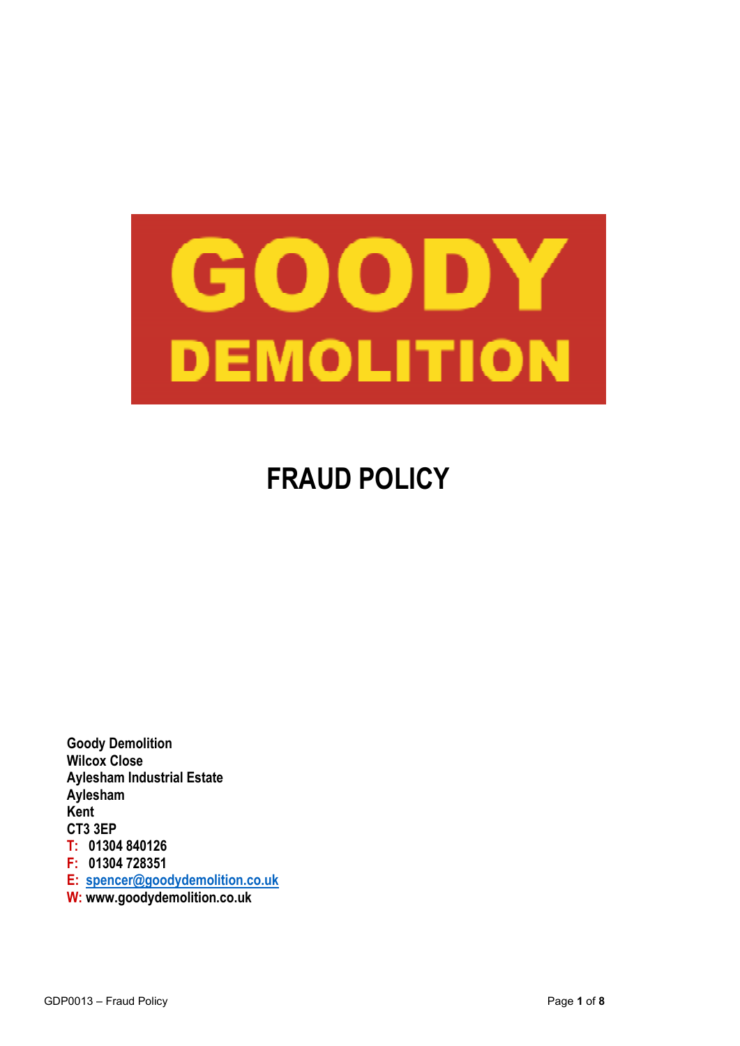GOODY
DEMOLITION

# FRAUD POLICY

**Goody Demolition**
**Wilcox Close**
**Aylesham Industrial Estate**
**Aylesham**
**Kent**
**CT3 3EP**
**T: 01304 840126**
**F: 01304 728351**
**E: spencer@goodydemolition.co.uk**
**W: www.goodydemolition.co.uk**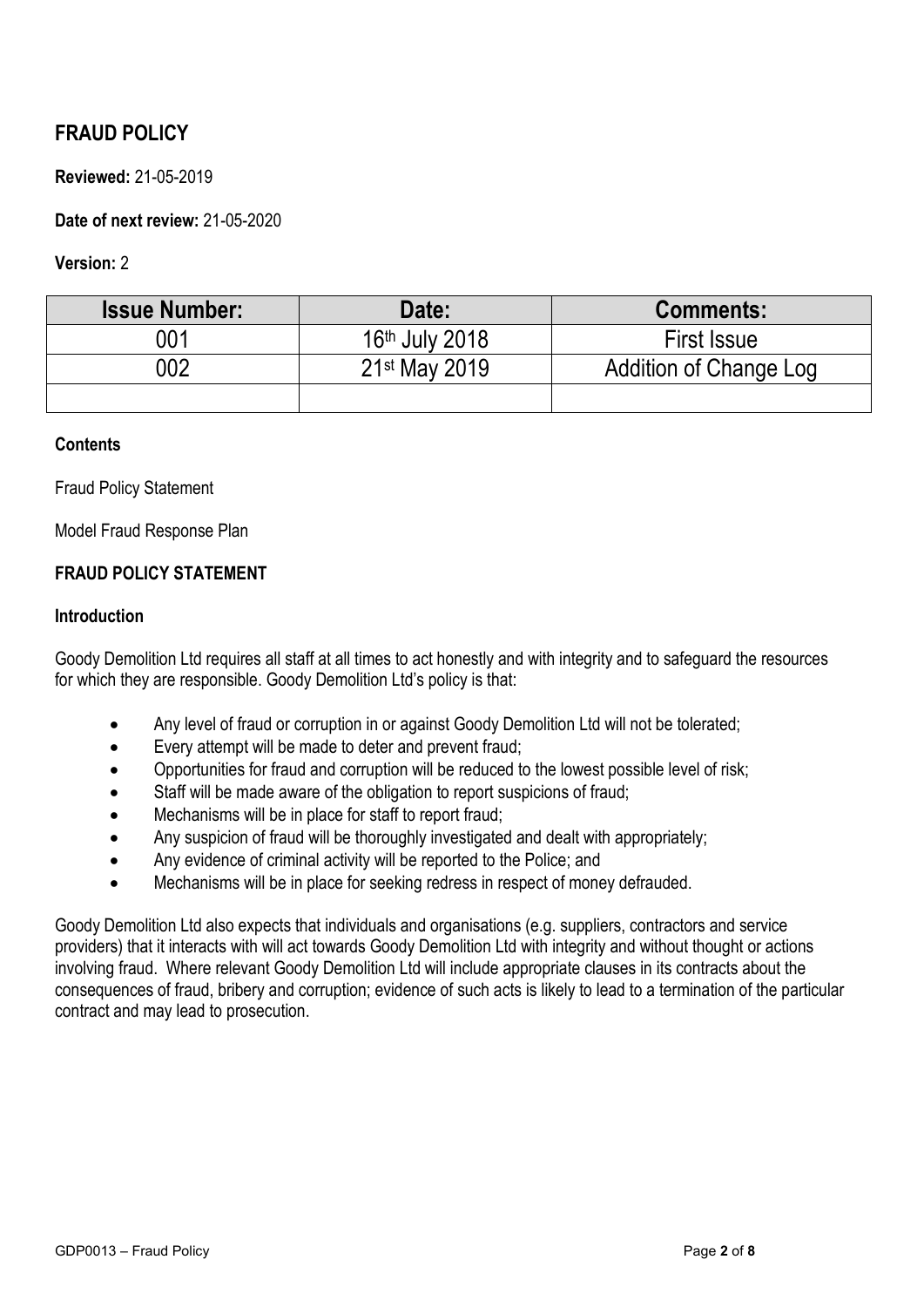# FRAUD POLICY

**Reviewed:** 21-05-2019

**Date of next review:** 21-05-2020

**Version:** 2

| Issue Number: | Date: | Comments: |
|---|---|---|
| 001 | 16th July 2018 | First Issue |
| 002 | 21st May 2019 | Addition of Change Log |
| | | |

**Contents**

Fraud Policy Statement

Model Fraud Response Plan

## FRAUD POLICY STATEMENT

### Introduction

Goody Demolition Ltd requires all staff at all times to act honestly and with integrity and to safeguard the resources for which they are responsible. Goody Demolition Ltd's policy is that:

- Any level of fraud or corruption in or against Goody Demolition Ltd will not be tolerated;
- Every attempt will be made to deter and prevent fraud;
- Opportunities for fraud and corruption will be reduced to the lowest possible level of risk;
- Staff will be made aware of the obligation to report suspicions of fraud;
- Mechanisms will be in place for staff to report fraud;
- Any suspicion of fraud will be thoroughly investigated and dealt with appropriately;
- Any evidence of criminal activity will be reported to the Police; and
- Mechanisms will be in place for seeking redress in respect of money defrauded.

Goody Demolition Ltd also expects that individuals and organisations (e.g. suppliers, contractors and service providers) that it interacts with will act towards Goody Demolition Ltd with integrity and without thought or actions involving fraud. Where relevant Goody Demolition Ltd will include appropriate clauses in its contracts about the consequences of fraud, bribery and corruption; evidence of such acts is likely to lead to a termination of the particular contract and may lead to prosecution.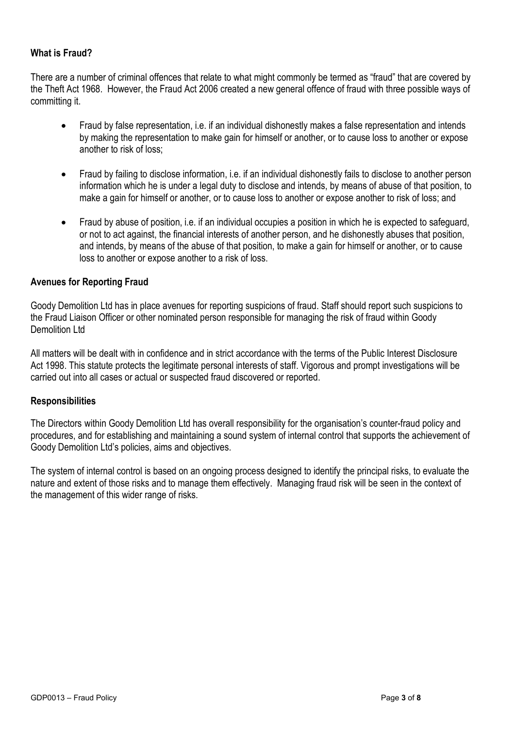**What is Fraud?**

There are a number of criminal offences that relate to what might commonly be termed as "fraud" that are covered by the Theft Act 1968. However, the Fraud Act 2006 created a new general offence of fraud with three possible ways of committing it.

- Fraud by false representation, i.e. if an individual dishonestly makes a false representation and intends by making the representation to make gain for himself or another, or to cause loss to another or expose another to risk of loss;
- Fraud by failing to disclose information, i.e. if an individual dishonestly fails to disclose to another person information which he is under a legal duty to disclose and intends, by means of abuse of that position, to make a gain for himself or another, or to cause loss to another or expose another to risk of loss; and
- Fraud by abuse of position, i.e. if an individual occupies a position in which he is expected to safeguard, or not to act against, the financial interests of another person, and he dishonestly abuses that position, and intends, by means of the abuse of that position, to make a gain for himself or another, or to cause loss to another or expose another to a risk of loss.

**Avenues for Reporting Fraud**

Goody Demolition Ltd has in place avenues for reporting suspicions of fraud. Staff should report such suspicions to the Fraud Liaison Officer or other nominated person responsible for managing the risk of fraud within Goody Demolition Ltd

All matters will be dealt with in confidence and in strict accordance with the terms of the Public Interest Disclosure Act 1998. This statute protects the legitimate personal interests of staff. Vigorous and prompt investigations will be carried out into all cases or actual or suspected fraud discovered or reported.

**Responsibilities**

The Directors within Goody Demolition Ltd has overall responsibility for the organisation's counter-fraud policy and procedures, and for establishing and maintaining a sound system of internal control that supports the achievement of Goody Demolition Ltd's policies, aims and objectives.

The system of internal control is based on an ongoing process designed to identify the principal risks, to evaluate the nature and extent of those risks and to manage them effectively. Managing fraud risk will be seen in the context of the management of this wider range of risks.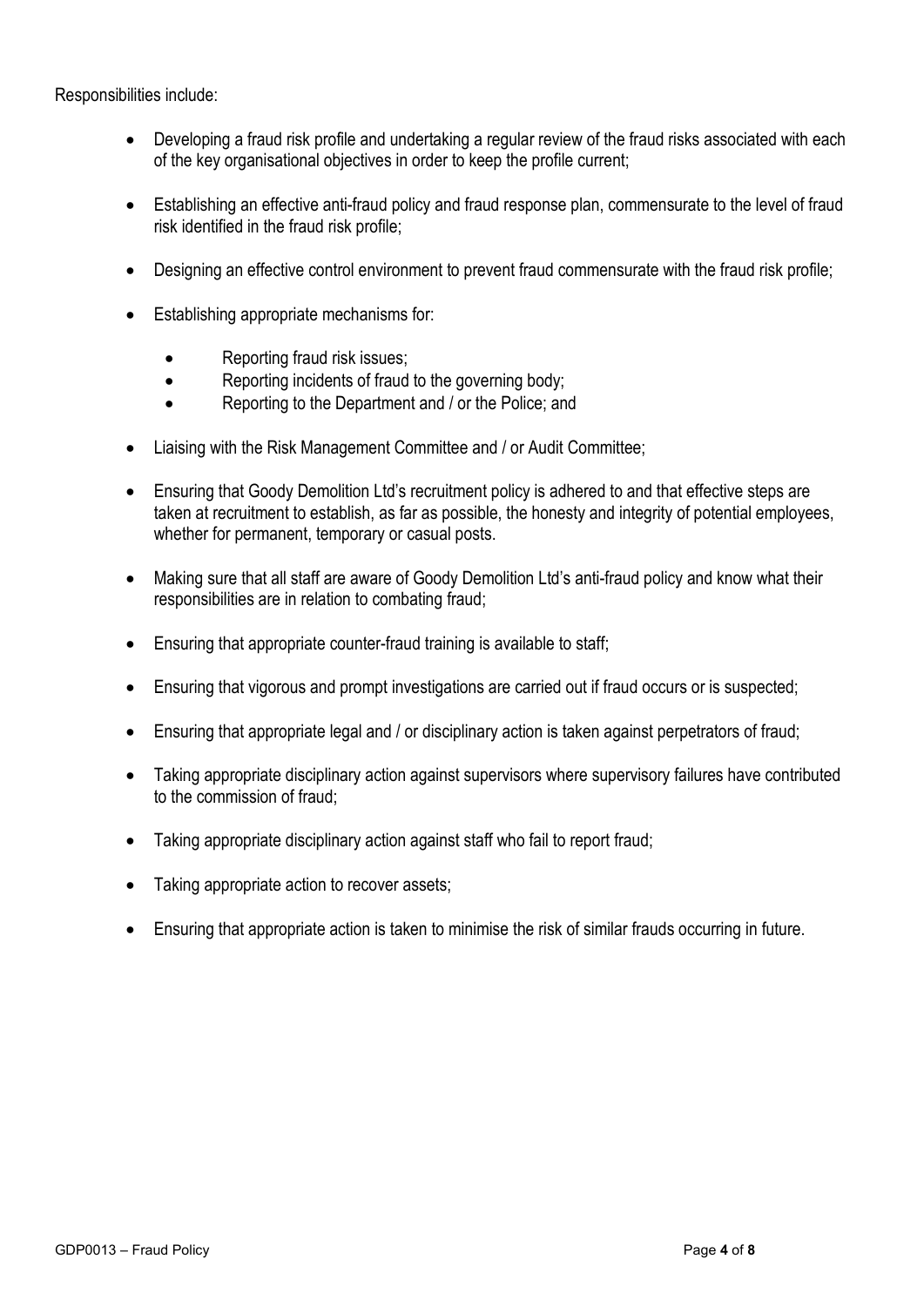Responsibilities include:

- Developing a fraud risk profile and undertaking a regular review of the fraud risks associated with each of the key organisational objectives in order to keep the profile current;
- Establishing an effective anti-fraud policy and fraud response plan, commensurate to the level of fraud risk identified in the fraud risk profile;
- Designing an effective control environment to prevent fraud commensurate with the fraud risk profile;
- Establishing appropriate mechanisms for:
  - Reporting fraud risk issues;
  - Reporting incidents of fraud to the governing body;
  - Reporting to the Department and / or the Police; and
- Liaising with the Risk Management Committee and / or Audit Committee;
- Ensuring that Goody Demolition Ltd's recruitment policy is adhered to and that effective steps are taken at recruitment to establish, as far as possible, the honesty and integrity of potential employees, whether for permanent, temporary or casual posts.
- Making sure that all staff are aware of Goody Demolition Ltd's anti-fraud policy and know what their responsibilities are in relation to combating fraud;
- Ensuring that appropriate counter-fraud training is available to staff;
- Ensuring that vigorous and prompt investigations are carried out if fraud occurs or is suspected;
- Ensuring that appropriate legal and / or disciplinary action is taken against perpetrators of fraud;
- Taking appropriate disciplinary action against supervisors where supervisory failures have contributed to the commission of fraud;
- Taking appropriate disciplinary action against staff who fail to report fraud;
- Taking appropriate action to recover assets;
- Ensuring that appropriate action is taken to minimise the risk of similar frauds occurring in future.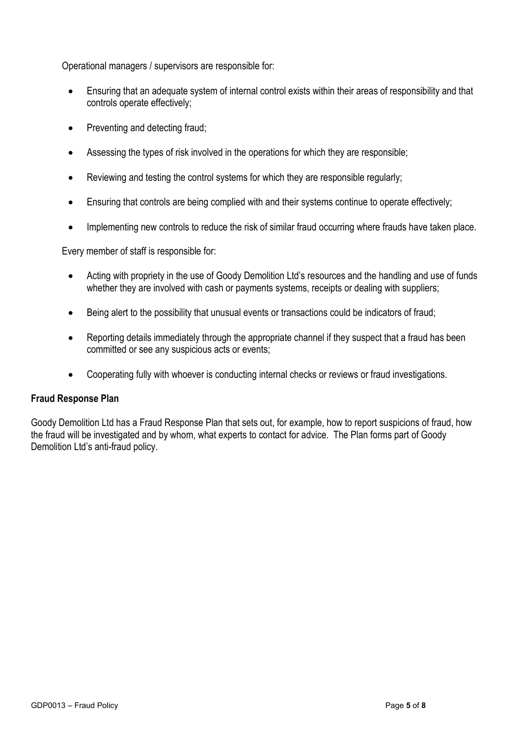Operational managers / supervisors are responsible for:

- Ensuring that an adequate system of internal control exists within their areas of responsibility and that controls operate effectively;
- Preventing and detecting fraud;
- Assessing the types of risk involved in the operations for which they are responsible;
- Reviewing and testing the control systems for which they are responsible regularly;
- Ensuring that controls are being complied with and their systems continue to operate effectively;
- Implementing new controls to reduce the risk of similar fraud occurring where frauds have taken place.

Every member of staff is responsible for:

- Acting with propriety in the use of Goody Demolition Ltd's resources and the handling and use of funds whether they are involved with cash or payments systems, receipts or dealing with suppliers;
- Being alert to the possibility that unusual events or transactions could be indicators of fraud;
- Reporting details immediately through the appropriate channel if they suspect that a fraud has been committed or see any suspicious acts or events;
- Cooperating fully with whoever is conducting internal checks or reviews or fraud investigations.

**Fraud Response Plan**

Goody Demolition Ltd has a Fraud Response Plan that sets out, for example, how to report suspicions of fraud, how the fraud will be investigated and by whom, what experts to contact for advice. The Plan forms part of Goody Demolition Ltd's anti-fraud policy.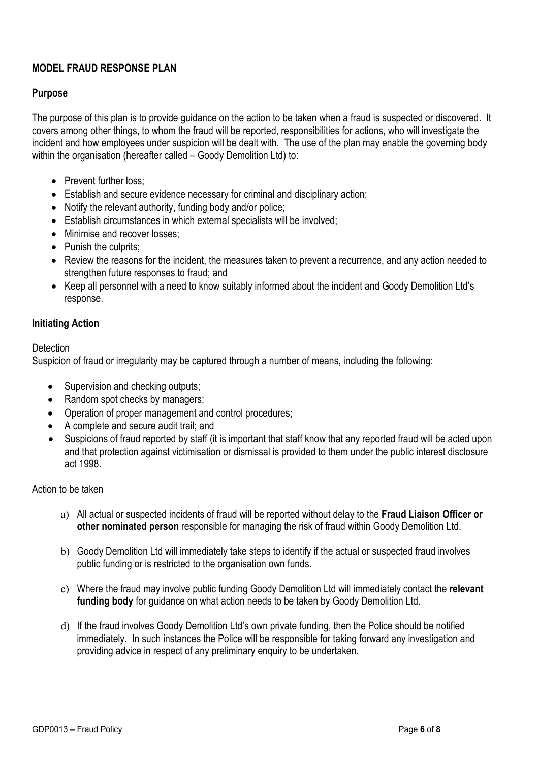## MODEL FRAUD RESPONSE PLAN

### Purpose

The purpose of this plan is to provide guidance on the action to be taken when a fraud is suspected or discovered. It covers among other things, to whom the fraud will be reported, responsibilities for actions, who will investigate the incident and how employees under suspicion will be dealt with. The use of the plan may enable the governing body within the organisation (hereafter called – Goody Demolition Ltd) to:

- Prevent further loss;
- Establish and secure evidence necessary for criminal and disciplinary action;
- Notify the relevant authority, funding body and/or police;
- Establish circumstances in which external specialists will be involved;
- Minimise and recover losses;
- Punish the culprits;
- Review the reasons for the incident, the measures taken to prevent a recurrence, and any action needed to strengthen future responses to fraud; and
- Keep all personnel with a need to know suitably informed about the incident and Goody Demolition Ltd's response.

### Initiating Action

Detection

Suspicion of fraud or irregularity may be captured through a number of means, including the following:

- Supervision and checking outputs;
- Random spot checks by managers;
- Operation of proper management and control procedures;
- A complete and secure audit trail; and
- Suspicions of fraud reported by staff (it is important that staff know that any reported fraud will be acted upon and that protection against victimisation or dismissal is provided to them under the public interest disclosure act 1998.

Action to be taken

a) All actual or suspected incidents of fraud will be reported without delay to the **Fraud Liaison Officer or other nominated person** responsible for managing the risk of fraud within Goody Demolition Ltd.

b) Goody Demolition Ltd will immediately take steps to identify if the actual or suspected fraud involves public funding or is restricted to the organisation own funds.

c) Where the fraud may involve public funding Goody Demolition Ltd will immediately contact the **relevant funding body** for guidance on what action needs to be taken by Goody Demolition Ltd.

d) If the fraud involves Goody Demolition Ltd's own private funding, then the Police should be notified immediately. In such instances the Police will be responsible for taking forward any investigation and providing advice in respect of any preliminary enquiry to be undertaken.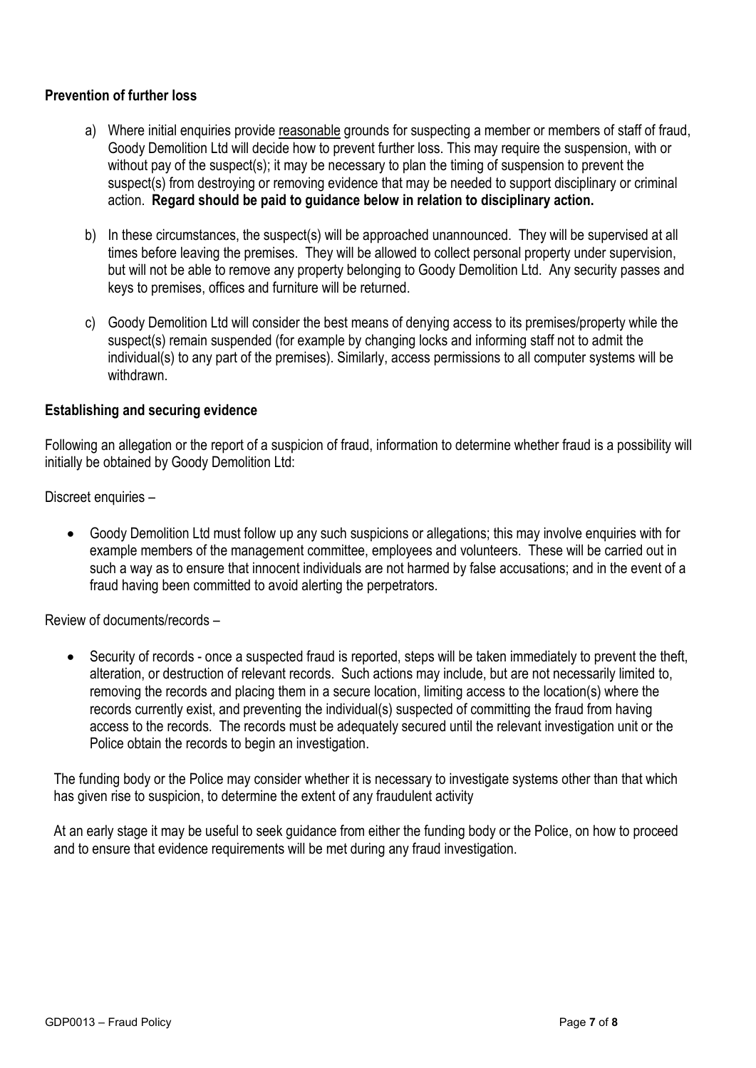**Prevention of further loss**

a) Where initial enquiries provide reasonable grounds for suspecting a member or members of staff of fraud, Goody Demolition Ltd will decide how to prevent further loss. This may require the suspension, with or without pay of the suspect(s); it may be necessary to plan the timing of suspension to prevent the suspect(s) from destroying or removing evidence that may be needed to support disciplinary or criminal action. **Regard should be paid to guidance below in relation to disciplinary action.**

b) In these circumstances, the suspect(s) will be approached unannounced. They will be supervised at all times before leaving the premises. They will be allowed to collect personal property under supervision, but will not be able to remove any property belonging to Goody Demolition Ltd. Any security passes and keys to premises, offices and furniture will be returned.

c) Goody Demolition Ltd will consider the best means of denying access to its premises/property while the suspect(s) remain suspended (for example by changing locks and informing staff not to admit the individual(s) to any part of the premises). Similarly, access permissions to all computer systems will be withdrawn.

**Establishing and securing evidence**

Following an allegation or the report of a suspicion of fraud, information to determine whether fraud is a possibility will initially be obtained by Goody Demolition Ltd:

Discreet enquiries –

- Goody Demolition Ltd must follow up any such suspicions or allegations; this may involve enquiries with for example members of the management committee, employees and volunteers. These will be carried out in such a way as to ensure that innocent individuals are not harmed by false accusations; and in the event of a fraud having been committed to avoid alerting the perpetrators.

Review of documents/records –

- Security of records - once a suspected fraud is reported, steps will be taken immediately to prevent the theft, alteration, or destruction of relevant records. Such actions may include, but are not necessarily limited to, removing the records and placing them in a secure location, limiting access to the location(s) where the records currently exist, and preventing the individual(s) suspected of committing the fraud from having access to the records. The records must be adequately secured until the relevant investigation unit or the Police obtain the records to begin an investigation.

The funding body or the Police may consider whether it is necessary to investigate systems other than that which has given rise to suspicion, to determine the extent of any fraudulent activity

At an early stage it may be useful to seek guidance from either the funding body or the Police, on how to proceed and to ensure that evidence requirements will be met during any fraud investigation.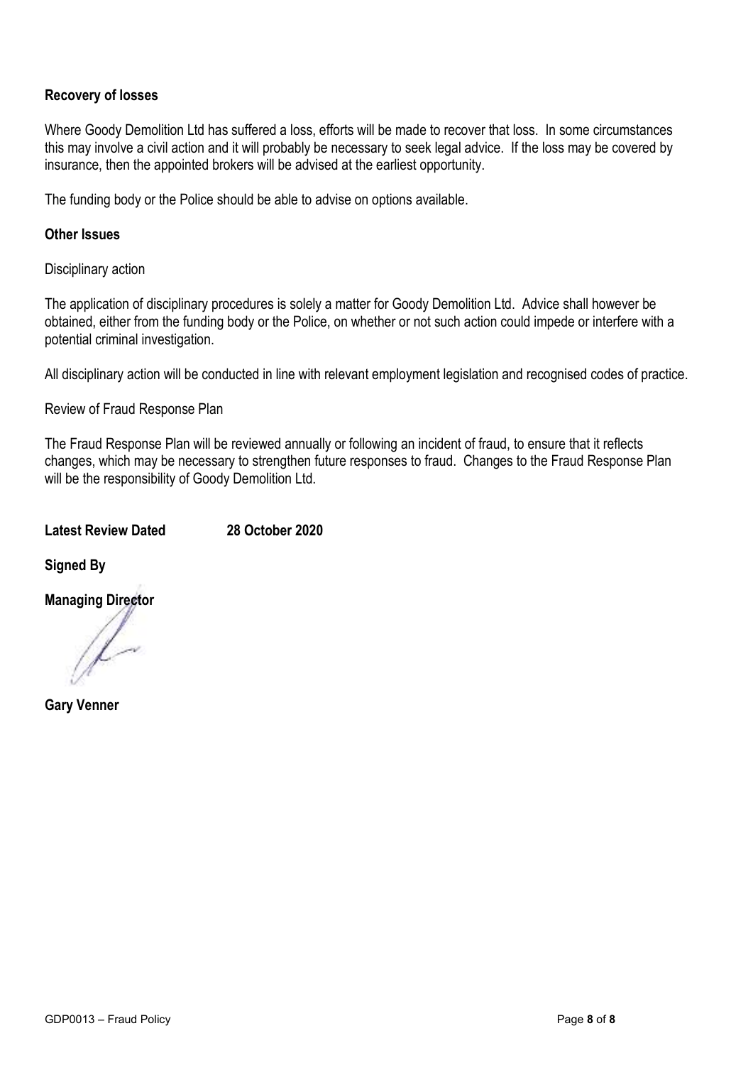**Recovery of losses**

Where Goody Demolition Ltd has suffered a loss, efforts will be made to recover that loss. In some circumstances this may involve a civil action and it will probably be necessary to seek legal advice. If the loss may be covered by insurance, then the appointed brokers will be advised at the earliest opportunity.

The funding body or the Police should be able to advise on options available.

**Other Issues**

Disciplinary action

The application of disciplinary procedures is solely a matter for Goody Demolition Ltd. Advice shall however be obtained, either from the funding body or the Police, on whether or not such action could impede or interfere with a potential criminal investigation.

All disciplinary action will be conducted in line with relevant employment legislation and recognised codes of practice.

Review of Fraud Response Plan

The Fraud Response Plan will be reviewed annually or following an incident of fraud, to ensure that it reflects changes, which may be necessary to strengthen future responses to fraud. Changes to the Fraud Response Plan will be the responsibility of Goody Demolition Ltd.

**Latest Review Dated 28 October 2020**

**Signed By**

**Managing Director**

**Gary Venner**